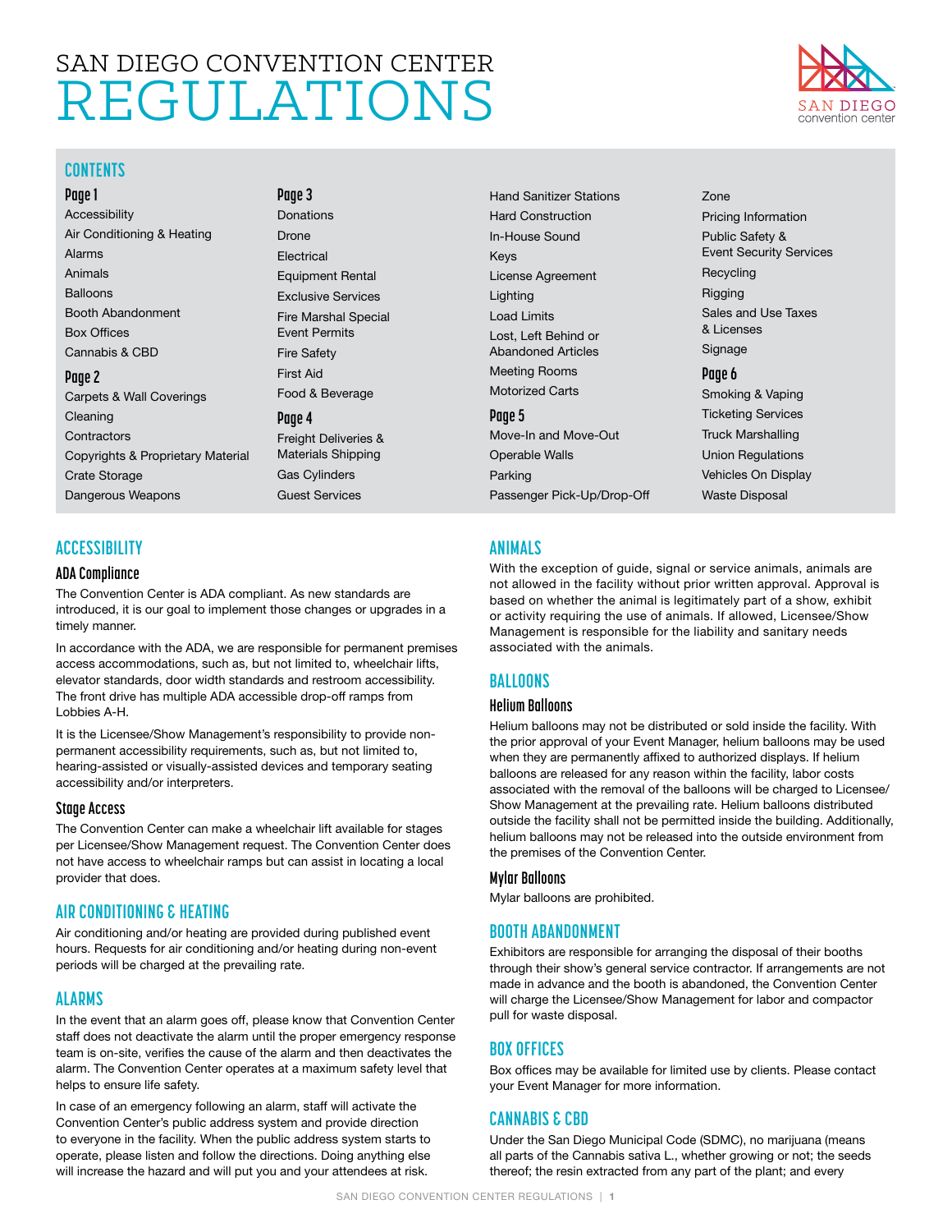# SAN DIEGO CONVENTION CENTER REGULATIONS

## CONTENTS

**Page 1**
- Accessibility
- Air Conditioning & Heating
- Alarms
- Animals
- Balloons
- Booth Abandonment
- Box Offices
- Cannabis & CBD

**Page 2**
- Carpets & Wall Coverings
- Cleaning
- Contractors
- Copyrights & Proprietary Material
- Crate Storage
- Dangerous Weapons

**Page 3**
- Donations
- Drone
- Electrical
- Equipment Rental
- Exclusive Services
- Fire Marshal Special Event Permits
- Fire Safety
- First Aid
- Food & Beverage

**Page 4**
- Freight Deliveries & Materials Shipping
- Gas Cylinders
- Guest Services
- Hand Sanitizer Stations
- Hard Construction
- In-House Sound
- Keys
- License Agreement
- Lighting
- Load Limits
- Lost, Left Behind or Abandoned Articles
- Meeting Rooms
- Motorized Carts

**Page 5**
- Move-In and Move-Out
- Operable Walls
- Parking
- Passenger Pick-Up/Drop-Off Zone
- Pricing Information
- Public Safety & Event Security Services
- Recycling
- Rigging
- Sales and Use Taxes & Licenses
- Signage

**Page 6**
- Smoking & Vaping
- Ticketing Services
- Truck Marshalling
- Union Regulations
- Vehicles On Display
- Waste Disposal

## ACCESSIBILITY

### ADA Compliance

The Convention Center is ADA compliant. As new standards are introduced, it is our goal to implement those changes or upgrades in a timely manner.

In accordance with the ADA, we are responsible for permanent premises access accommodations, such as, but not limited to, wheelchair lifts, elevator standards, door width standards and restroom accessibility. The front drive has multiple ADA accessible drop-off ramps from Lobbies A-H.

It is the Licensee/Show Management's responsibility to provide non-permanent accessibility requirements, such as, but not limited to, hearing-assisted or visually-assisted devices and temporary seating accessibility and/or interpreters.

### Stage Access

The Convention Center can make a wheelchair lift available for stages per Licensee/Show Management request. The Convention Center does not have access to wheelchair ramps but can assist in locating a local provider that does.

## AIR CONDITIONING & HEATING

Air conditioning and/or heating are provided during published event hours. Requests for air conditioning and/or heating during non-event periods will be charged at the prevailing rate.

## ALARMS

In the event that an alarm goes off, please know that Convention Center staff does not deactivate the alarm until the proper emergency response team is on-site, verifies the cause of the alarm and then deactivates the alarm. The Convention Center operates at a maximum safety level that helps to ensure life safety.

In case of an emergency following an alarm, staff will activate the Convention Center's public address system and provide direction to everyone in the facility. When the public address system starts to operate, please listen and follow the directions. Doing anything else will increase the hazard and will put you and your attendees at risk.

## ANIMALS

With the exception of guide, signal or service animals, animals are not allowed in the facility without prior written approval. Approval is based on whether the animal is legitimately part of a show, exhibit or activity requiring the use of animals. If allowed, Licensee/Show Management is responsible for the liability and sanitary needs associated with the animals.

## BALLOONS

### Helium Balloons

Helium balloons may not be distributed or sold inside the facility. With the prior approval of your Event Manager, helium balloons may be used when they are permanently affixed to authorized displays. If helium balloons are released for any reason within the facility, labor costs associated with the removal of the balloons will be charged to Licensee/Show Management at the prevailing rate. Helium balloons distributed outside the facility shall not be permitted inside the building. Additionally, helium balloons may not be released into the outside environment from the premises of the Convention Center.

### Mylar Balloons

Mylar balloons are prohibited.

## BOOTH ABANDONMENT

Exhibitors are responsible for arranging the disposal of their booths through their show's general service contractor. If arrangements are not made in advance and the booth is abandoned, the Convention Center will charge the Licensee/Show Management for labor and compactor pull for waste disposal.

## BOX OFFICES

Box offices may be available for limited use by clients. Please contact your Event Manager for more information.

## CANNABIS & CBD

Under the San Diego Municipal Code (SDMC), no marijuana (means all parts of the Cannabis sativa L., whether growing or not; the seeds thereof; the resin extracted from any part of the plant; and every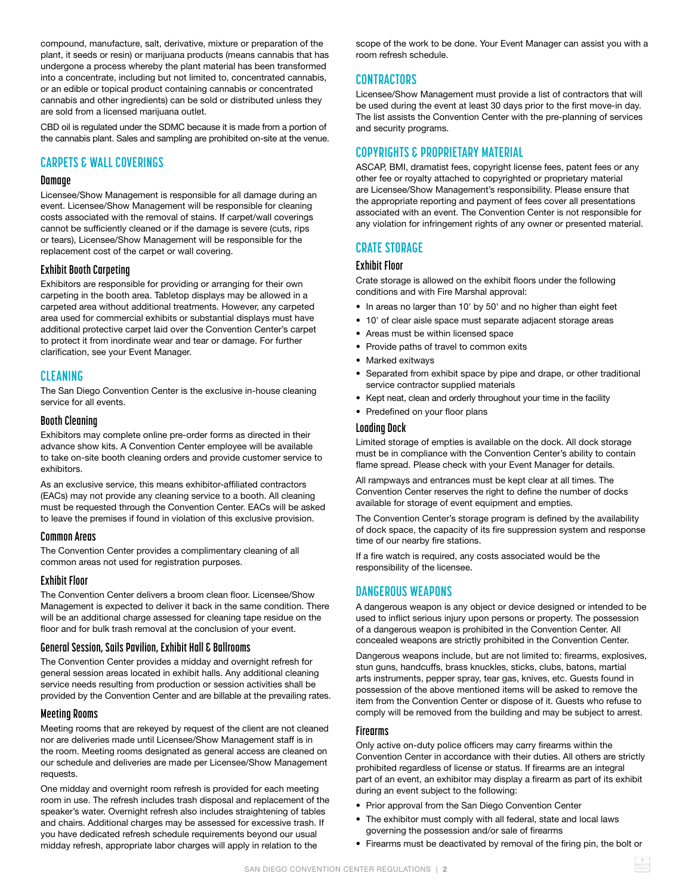compound, manufacture, salt, derivative, mixture or preparation of the plant, it seeds or resin) or marijuana products (means cannabis that has undergone a process whereby the plant material has been transformed into a concentrate, including but not limited to, concentrated cannabis, or an edible or topical product containing cannabis or concentrated cannabis and other ingredients) can be sold or distributed unless they are sold from a licensed marijuana outlet.

CBD oil is regulated under the SDMC because it is made from a portion of the cannabis plant. Sales and sampling are prohibited on-site at the venue.

## CARPETS & WALL COVERINGS

### Damage

Licensee/Show Management is responsible for all damage during an event. Licensee/Show Management will be responsible for cleaning costs associated with the removal of stains. If carpet/wall coverings cannot be sufficiently cleaned or if the damage is severe (cuts, rips or tears), Licensee/Show Management will be responsible for the replacement cost of the carpet or wall covering.

### Exhibit Booth Carpeting

Exhibitors are responsible for providing or arranging for their own carpeting in the booth area. Tabletop displays may be allowed in a carpeted area without additional treatments. However, any carpeted area used for commercial exhibits or substantial displays must have additional protective carpet laid over the Convention Center's carpet to protect it from inordinate wear and tear or damage. For further clarification, see your Event Manager.

## CLEANING

The San Diego Convention Center is the exclusive in-house cleaning service for all events.

### Booth Cleaning

Exhibitors may complete online pre-order forms as directed in their advance show kits. A Convention Center employee will be available to take on-site booth cleaning orders and provide customer service to exhibitors.

As an exclusive service, this means exhibitor-affiliated contractors (EACs) may not provide any cleaning service to a booth. All cleaning must be requested through the Convention Center. EACs will be asked to leave the premises if found in violation of this exclusive provision.

### Common Areas

The Convention Center provides a complimentary cleaning of all common areas not used for registration purposes.

### Exhibit Floor

The Convention Center delivers a broom clean floor. Licensee/Show Management is expected to deliver it back in the same condition. There will be an additional charge assessed for cleaning tape residue on the floor and for bulk trash removal at the conclusion of your event.

### General Session, Sails Pavilion, Exhibit Hall & Ballrooms

The Convention Center provides a midday and overnight refresh for general session areas located in exhibit halls. Any additional cleaning service needs resulting from production or session activities shall be provided by the Convention Center and are billable at the prevailing rates.

### Meeting Rooms

Meeting rooms that are rekeyed by request of the client are not cleaned nor are deliveries made until Licensee/Show Management staff is in the room. Meeting rooms designated as general access are cleaned on our schedule and deliveries are made per Licensee/Show Management requests.

One midday and overnight room refresh is provided for each meeting room in use. The refresh includes trash disposal and replacement of the speaker's water. Overnight refresh also includes straightening of tables and chairs. Additional charges may be assessed for excessive trash. If you have dedicated refresh schedule requirements beyond our usual midday refresh, appropriate labor charges will apply in relation to the scope of the work to be done. Your Event Manager can assist you with a room refresh schedule.

## CONTRACTORS

Licensee/Show Management must provide a list of contractors that will be used during the event at least 30 days prior to the first move-in day. The list assists the Convention Center with the pre-planning of services and security programs.

## COPYRIGHTS & PROPRIETARY MATERIAL

ASCAP, BMI, dramatist fees, copyright license fees, patent fees or any other fee or royalty attached to copyrighted or proprietary material are Licensee/Show Management's responsibility. Please ensure that the appropriate reporting and payment of fees cover all presentations associated with an event. The Convention Center is not responsible for any violation for infringement rights of any owner or presented material.

## CRATE STORAGE

### Exhibit Floor

Crate storage is allowed on the exhibit floors under the following conditions and with Fire Marshal approval:

- In areas no larger than 10' by 50' and no higher than eight feet
- 10' of clear aisle space must separate adjacent storage areas
- Areas must be within licensed space
- Provide paths of travel to common exits
- Marked exitways
- Separated from exhibit space by pipe and drape, or other traditional service contractor supplied materials
- Kept neat, clean and orderly throughout your time in the facility
- Predefined on your floor plans

### Loading Dock

Limited storage of empties is available on the dock. All dock storage must be in compliance with the Convention Center's ability to contain flame spread. Please check with your Event Manager for details.

All rampways and entrances must be kept clear at all times. The Convention Center reserves the right to define the number of docks available for storage of event equipment and empties.

The Convention Center's storage program is defined by the availability of dock space, the capacity of its fire suppression system and response time of our nearby fire stations.

If a fire watch is required, any costs associated would be the responsibility of the licensee.

## DANGEROUS WEAPONS

A dangerous weapon is any object or device designed or intended to be used to inflict serious injury upon persons or property. The possession of a dangerous weapon is prohibited in the Convention Center. All concealed weapons are strictly prohibited in the Convention Center.

Dangerous weapons include, but are not limited to: firearms, explosives, stun guns, handcuffs, brass knuckles, sticks, clubs, batons, martial arts instruments, pepper spray, tear gas, knives, etc. Guests found in possession of the above mentioned items will be asked to remove the item from the Convention Center or dispose of it. Guests who refuse to comply will be removed from the building and may be subject to arrest.

### Firearms

Only active on-duty police officers may carry firearms within the Convention Center in accordance with their duties. All others are strictly prohibited regardless of license or status. If firearms are an integral part of an event, an exhibitor may display a firearm as part of its exhibit during an event subject to the following:

- Prior approval from the San Diego Convention Center
- The exhibitor must comply with all federal, state and local laws governing the possession and/or sale of firearms
- Firearms must be deactivated by removal of the firing pin, the bolt or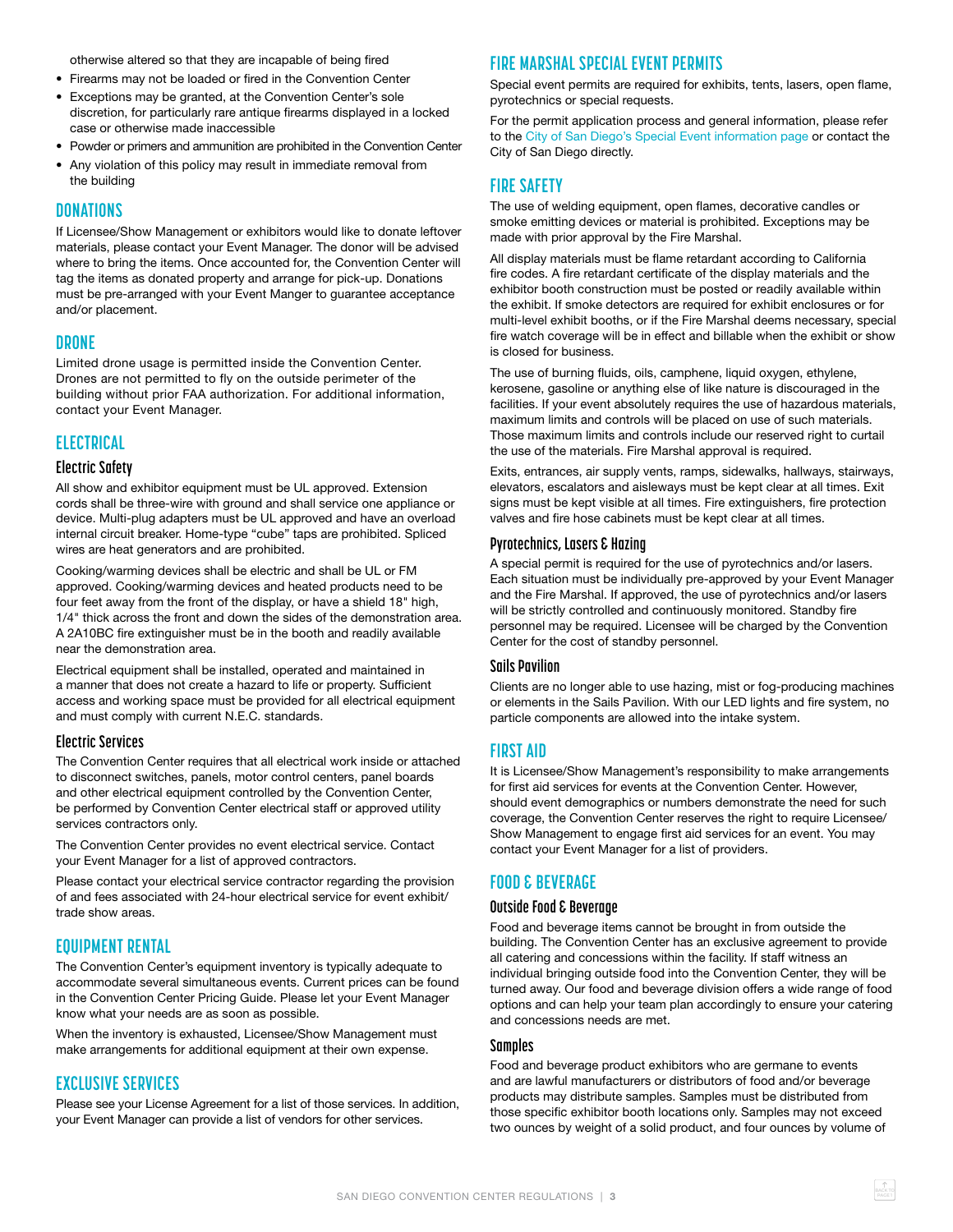otherwise altered so that they are incapable of being fired

- Firearms may not be loaded or fired in the Convention Center
- Exceptions may be granted, at the Convention Center's sole discretion, for particularly rare antique firearms displayed in a locked case or otherwise made inaccessible
- Powder or primers and ammunition are prohibited in the Convention Center
- Any violation of this policy may result in immediate removal from the building

## DONATIONS

If Licensee/Show Management or exhibitors would like to donate leftover materials, please contact your Event Manager. The donor will be advised where to bring the items. Once accounted for, the Convention Center will tag the items as donated property and arrange for pick-up. Donations must be pre-arranged with your Event Manger to guarantee acceptance and/or placement.

## DRONE

Limited drone usage is permitted inside the Convention Center. Drones are not permitted to fly on the outside perimeter of the building without prior FAA authorization. For additional information, contact your Event Manager.

## ELECTRICAL

### Electric Safety

All show and exhibitor equipment must be UL approved. Extension cords shall be three-wire with ground and shall service one appliance or device. Multi-plug adapters must be UL approved and have an overload internal circuit breaker. Home-type "cube" taps are prohibited. Spliced wires are heat generators and are prohibited.

Cooking/warming devices shall be electric and shall be UL or FM approved. Cooking/warming devices and heated products need to be four feet away from the front of the display, or have a shield 18" high, 1/4" thick across the front and down the sides of the demonstration area. A 2A10BC fire extinguisher must be in the booth and readily available near the demonstration area.

Electrical equipment shall be installed, operated and maintained in a manner that does not create a hazard to life or property. Sufficient access and working space must be provided for all electrical equipment and must comply with current N.E.C. standards.

### Electric Services

The Convention Center requires that all electrical work inside or attached to disconnect switches, panels, motor control centers, panel boards and other electrical equipment controlled by the Convention Center, be performed by Convention Center electrical staff or approved utility services contractors only.

The Convention Center provides no event electrical service. Contact your Event Manager for a list of approved contractors.

Please contact your electrical service contractor regarding the provision of and fees associated with 24-hour electrical service for event exhibit/ trade show areas.

## EQUIPMENT RENTAL

The Convention Center's equipment inventory is typically adequate to accommodate several simultaneous events. Current prices can be found in the Convention Center Pricing Guide. Please let your Event Manager know what your needs are as soon as possible.

When the inventory is exhausted, Licensee/Show Management must make arrangements for additional equipment at their own expense.

## EXCLUSIVE SERVICES

Please see your License Agreement for a list of those services. In addition, your Event Manager can provide a list of vendors for other services.

## FIRE MARSHAL SPECIAL EVENT PERMITS

Special event permits are required for exhibits, tents, lasers, open flame, pyrotechnics or special requests.

For the permit application process and general information, please refer to the City of San Diego's Special Event information page or contact the City of San Diego directly.

## FIRE SAFETY

The use of welding equipment, open flames, decorative candles or smoke emitting devices or material is prohibited. Exceptions may be made with prior approval by the Fire Marshal.

All display materials must be flame retardant according to California fire codes. A fire retardant certificate of the display materials and the exhibitor booth construction must be posted or readily available within the exhibit. If smoke detectors are required for exhibit enclosures or for multi-level exhibit booths, or if the Fire Marshal deems necessary, special fire watch coverage will be in effect and billable when the exhibit or show is closed for business.

The use of burning fluids, oils, camphene, liquid oxygen, ethylene, kerosene, gasoline or anything else of like nature is discouraged in the facilities. If your event absolutely requires the use of hazardous materials, maximum limits and controls will be placed on use of such materials. Those maximum limits and controls include our reserved right to curtail the use of the materials. Fire Marshal approval is required.

Exits, entrances, air supply vents, ramps, sidewalks, hallways, stairways, elevators, escalators and aisleways must be kept clear at all times. Exit signs must be kept visible at all times. Fire extinguishers, fire protection valves and fire hose cabinets must be kept clear at all times.

### Pyrotechnics, Lasers & Hazing

A special permit is required for the use of pyrotechnics and/or lasers. Each situation must be individually pre-approved by your Event Manager and the Fire Marshal. If approved, the use of pyrotechnics and/or lasers will be strictly controlled and continuously monitored. Standby fire personnel may be required. Licensee will be charged by the Convention Center for the cost of standby personnel.

### Sails Pavilion

Clients are no longer able to use hazing, mist or fog-producing machines or elements in the Sails Pavilion. With our LED lights and fire system, no particle components are allowed into the intake system.

## FIRST AID

It is Licensee/Show Management's responsibility to make arrangements for first aid services for events at the Convention Center. However, should event demographics or numbers demonstrate the need for such coverage, the Convention Center reserves the right to require Licensee/ Show Management to engage first aid services for an event. You may contact your Event Manager for a list of providers.

## FOOD & BEVERAGE

### Outside Food & Beverage

Food and beverage items cannot be brought in from outside the building. The Convention Center has an exclusive agreement to provide all catering and concessions within the facility. If staff witness an individual bringing outside food into the Convention Center, they will be turned away. Our food and beverage division offers a wide range of food options and can help your team plan accordingly to ensure your catering and concessions needs are met.

### Samples

Food and beverage product exhibitors who are germane to events and are lawful manufacturers or distributors of food and/or beverage products may distribute samples. Samples must be distributed from those specific exhibitor booth locations only. Samples may not exceed two ounces by weight of a solid product, and four ounces by volume of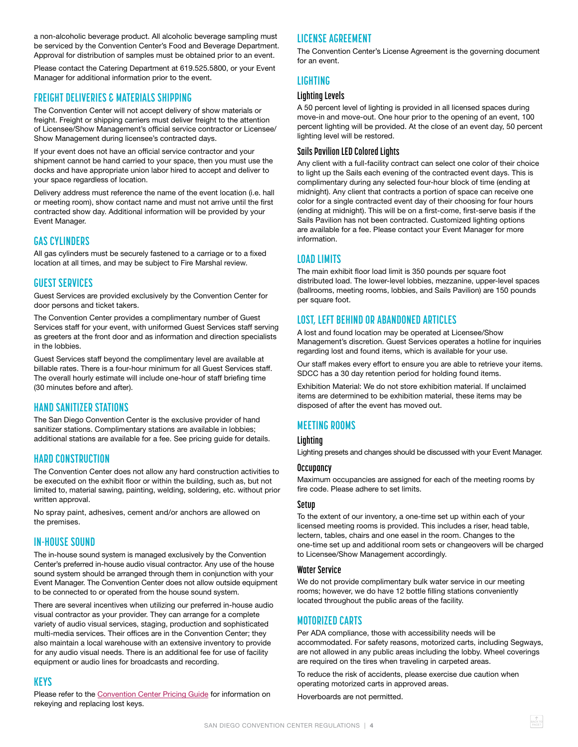a non-alcoholic beverage product. All alcoholic beverage sampling must be serviced by the Convention Center's Food and Beverage Department. Approval for distribution of samples must be obtained prior to an event.

Please contact the Catering Department at 619.525.5800, or your Event Manager for additional information prior to the event.

## FREIGHT DELIVERIES & MATERIALS SHIPPING

The Convention Center will not accept delivery of show materials or freight. Freight or shipping carriers must deliver freight to the attention of Licensee/Show Management's official service contractor or Licensee/Show Management during licensee's contracted days.

If your event does not have an official service contractor and your shipment cannot be hand carried to your space, then you must use the docks and have appropriate union labor hired to accept and deliver to your space regardless of location.

Delivery address must reference the name of the event location (i.e. hall or meeting room), show contact name and must not arrive until the first contracted show day. Additional information will be provided by your Event Manager.

## GAS CYLINDERS

All gas cylinders must be securely fastened to a carriage or to a fixed location at all times, and may be subject to Fire Marshal review.

## GUEST SERVICES

Guest Services are provided exclusively by the Convention Center for door persons and ticket takers.

The Convention Center provides a complimentary number of Guest Services staff for your event, with uniformed Guest Services staff serving as greeters at the front door and as information and direction specialists in the lobbies.

Guest Services staff beyond the complimentary level are available at billable rates. There is a four-hour minimum for all Guest Services staff. The overall hourly estimate will include one-hour of staff briefing time (30 minutes before and after).

## HAND SANITIZER STATIONS

The San Diego Convention Center is the exclusive provider of hand sanitizer stations. Complimentary stations are available in lobbies; additional stations are available for a fee. See pricing guide for details.

## HARD CONSTRUCTION

The Convention Center does not allow any hard construction activities to be executed on the exhibit floor or within the building, such as, but not limited to, material sawing, painting, welding, soldering, etc. without prior written approval.

No spray paint, adhesives, cement and/or anchors are allowed on the premises.

## IN-HOUSE SOUND

The in-house sound system is managed exclusively by the Convention Center's preferred in-house audio visual contractor. Any use of the house sound system should be arranged through them in conjunction with your Event Manager. The Convention Center does not allow outside equipment to be connected to or operated from the house sound system.

There are several incentives when utilizing our preferred in-house audio visual contractor as your provider. They can arrange for a complete variety of audio visual services, staging, production and sophisticated multi-media services. Their offices are in the Convention Center; they also maintain a local warehouse with an extensive inventory to provide for any audio visual needs. There is an additional fee for use of facility equipment or audio lines for broadcasts and recording.

## KEYS

Please refer to the [Convention Center Pricing Guide]() for information on rekeying and replacing lost keys.

## LICENSE AGREEMENT

The Convention Center's License Agreement is the governing document for an event.

## LIGHTING

### Lighting Levels

A 50 percent level of lighting is provided in all licensed spaces during move-in and move-out. One hour prior to the opening of an event, 100 percent lighting will be provided. At the close of an event day, 50 percent lighting level will be restored.

### Sails Pavilion LED Colored Lights

Any client with a full-facility contract can select one color of their choice to light up the Sails each evening of the contracted event days. This is complimentary during any selected four-hour block of time (ending at midnight). Any client that contracts a portion of space can receive one color for a single contracted event day of their choosing for four hours (ending at midnight). This will be on a first-come, first-serve basis if the Sails Pavilion has not been contracted. Customized lighting options are available for a fee. Please contact your Event Manager for more information.

## LOAD LIMITS

The main exhibit floor load limit is 350 pounds per square foot distributed load. The lower-level lobbies, mezzanine, upper-level spaces (ballrooms, meeting rooms, lobbies, and Sails Pavilion) are 150 pounds per square foot.

## LOST, LEFT BEHIND OR ABANDONED ARTICLES

A lost and found location may be operated at Licensee/Show Management's discretion. Guest Services operates a hotline for inquiries regarding lost and found items, which is available for your use.

Our staff makes every effort to ensure you are able to retrieve your items. SDCC has a 30 day retention period for holding found items.

Exhibition Material: We do not store exhibition material. If unclaimed items are determined to be exhibition material, these items may be disposed of after the event has moved out.

## MEETING ROOMS

### Lighting

Lighting presets and changes should be discussed with your Event Manager.

### Occupancy

Maximum occupancies are assigned for each of the meeting rooms by fire code. Please adhere to set limits.

### Setup

To the extent of our inventory, a one-time set up within each of your licensed meeting rooms is provided. This includes a riser, head table, lectern, tables, chairs and one easel in the room. Changes to the one-time set up and additional room sets or changeovers will be charged to Licensee/Show Management accordingly.

### Water Service

We do not provide complimentary bulk water service in our meeting rooms; however, we do have 12 bottle filling stations conveniently located throughout the public areas of the facility.

## MOTORIZED CARTS

Per ADA compliance, those with accessibility needs will be accommodated. For safety reasons, motorized carts, including Segways, are not allowed in any public areas including the lobby. Wheel coverings are required on the tires when traveling in carpeted areas.

To reduce the risk of accidents, please exercise due caution when operating motorized carts in approved areas.

Hoverboards are not permitted.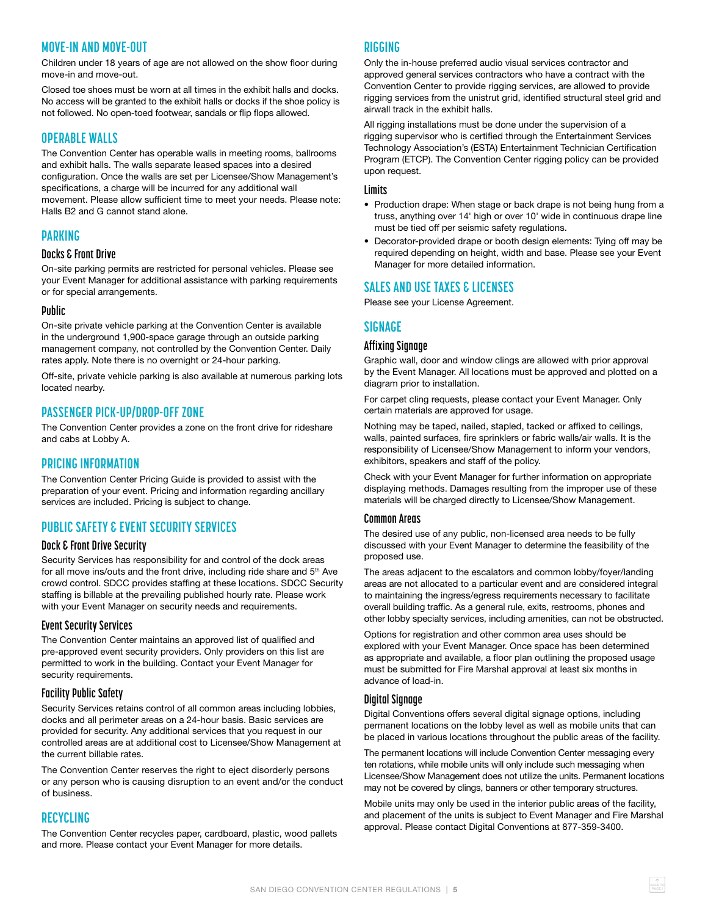## MOVE-IN AND MOVE-OUT

Children under 18 years of age are not allowed on the show floor during move-in and move-out.

Closed toe shoes must be worn at all times in the exhibit halls and docks. No access will be granted to the exhibit halls or docks if the shoe policy is not followed. No open-toed footwear, sandals or flip flops allowed.

## OPERABLE WALLS

The Convention Center has operable walls in meeting rooms, ballrooms and exhibit halls. The walls separate leased spaces into a desired configuration. Once the walls are set per Licensee/Show Management's specifications, a charge will be incurred for any additional wall movement. Please allow sufficient time to meet your needs. Please note: Halls B2 and G cannot stand alone.

## PARKING

### Docks & Front Drive

On-site parking permits are restricted for personal vehicles. Please see your Event Manager for additional assistance with parking requirements or for special arrangements.

### Public

On-site private vehicle parking at the Convention Center is available in the underground 1,900-space garage through an outside parking management company, not controlled by the Convention Center. Daily rates apply. Note there is no overnight or 24-hour parking.

Off-site, private vehicle parking is also available at numerous parking lots located nearby.

## PASSENGER PICK-UP/DROP-OFF ZONE

The Convention Center provides a zone on the front drive for rideshare and cabs at Lobby A.

## PRICING INFORMATION

The Convention Center Pricing Guide is provided to assist with the preparation of your event. Pricing and information regarding ancillary services are included. Pricing is subject to change.

## PUBLIC SAFETY & EVENT SECURITY SERVICES

### Dock & Front Drive Security

Security Services has responsibility for and control of the dock areas for all move ins/outs and the front drive, including ride share and 5th Ave crowd control. SDCC provides staffing at these locations. SDCC Security staffing is billable at the prevailing published hourly rate. Please work with your Event Manager on security needs and requirements.

### Event Security Services

The Convention Center maintains an approved list of qualified and pre-approved event security providers. Only providers on this list are permitted to work in the building. Contact your Event Manager for security requirements.

### Facility Public Safety

Security Services retains control of all common areas including lobbies, docks and all perimeter areas on a 24-hour basis. Basic services are provided for security. Any additional services that you request in our controlled areas are at additional cost to Licensee/Show Management at the current billable rates.

The Convention Center reserves the right to eject disorderly persons or any person who is causing disruption to an event and/or the conduct of business.

## RECYCLING

The Convention Center recycles paper, cardboard, plastic, wood pallets and more. Please contact your Event Manager for more details.

## RIGGING

Only the in-house preferred audio visual services contractor and approved general services contractors who have a contract with the Convention Center to provide rigging services, are allowed to provide rigging services from the unistrut grid, identified structural steel grid and airwall track in the exhibit halls.

All rigging installations must be done under the supervision of a rigging supervisor who is certified through the Entertainment Services Technology Association's (ESTA) Entertainment Technician Certification Program (ETCP). The Convention Center rigging policy can be provided upon request.

### Limits

- Production drape: When stage or back drape is not being hung from a truss, anything over 14' high or over 10' wide in continuous drape line must be tied off per seismic safety regulations.
- Decorator-provided drape or booth design elements: Tying off may be required depending on height, width and base. Please see your Event Manager for more detailed information.

## SALES AND USE TAXES & LICENSES

Please see your License Agreement.

## SIGNAGE

### Affixing Signage

Graphic wall, door and window clings are allowed with prior approval by the Event Manager. All locations must be approved and plotted on a diagram prior to installation.

For carpet cling requests, please contact your Event Manager. Only certain materials are approved for usage.

Nothing may be taped, nailed, stapled, tacked or affixed to ceilings, walls, painted surfaces, fire sprinklers or fabric walls/air walls. It is the responsibility of Licensee/Show Management to inform your vendors, exhibitors, speakers and staff of the policy.

Check with your Event Manager for further information on appropriate displaying methods. Damages resulting from the improper use of these materials will be charged directly to Licensee/Show Management.

### Common Areas

The desired use of any public, non-licensed area needs to be fully discussed with your Event Manager to determine the feasibility of the proposed use.

The areas adjacent to the escalators and common lobby/foyer/landing areas are not allocated to a particular event and are considered integral to maintaining the ingress/egress requirements necessary to facilitate overall building traffic. As a general rule, exits, restrooms, phones and other lobby specialty services, including amenities, can not be obstructed.

Options for registration and other common area uses should be explored with your Event Manager. Once space has been determined as appropriate and available, a floor plan outlining the proposed usage must be submitted for Fire Marshal approval at least six months in advance of load-in.

### Digital Signage

Digital Conventions offers several digital signage options, including permanent locations on the lobby level as well as mobile units that can be placed in various locations throughout the public areas of the facility.

The permanent locations will include Convention Center messaging every ten rotations, while mobile units will only include such messaging when Licensee/Show Management does not utilize the units. Permanent locations may not be covered by clings, banners or other temporary structures.

Mobile units may only be used in the interior public areas of the facility, and placement of the units is subject to Event Manager and Fire Marshal approval. Please contact Digital Conventions at 877-359-3400.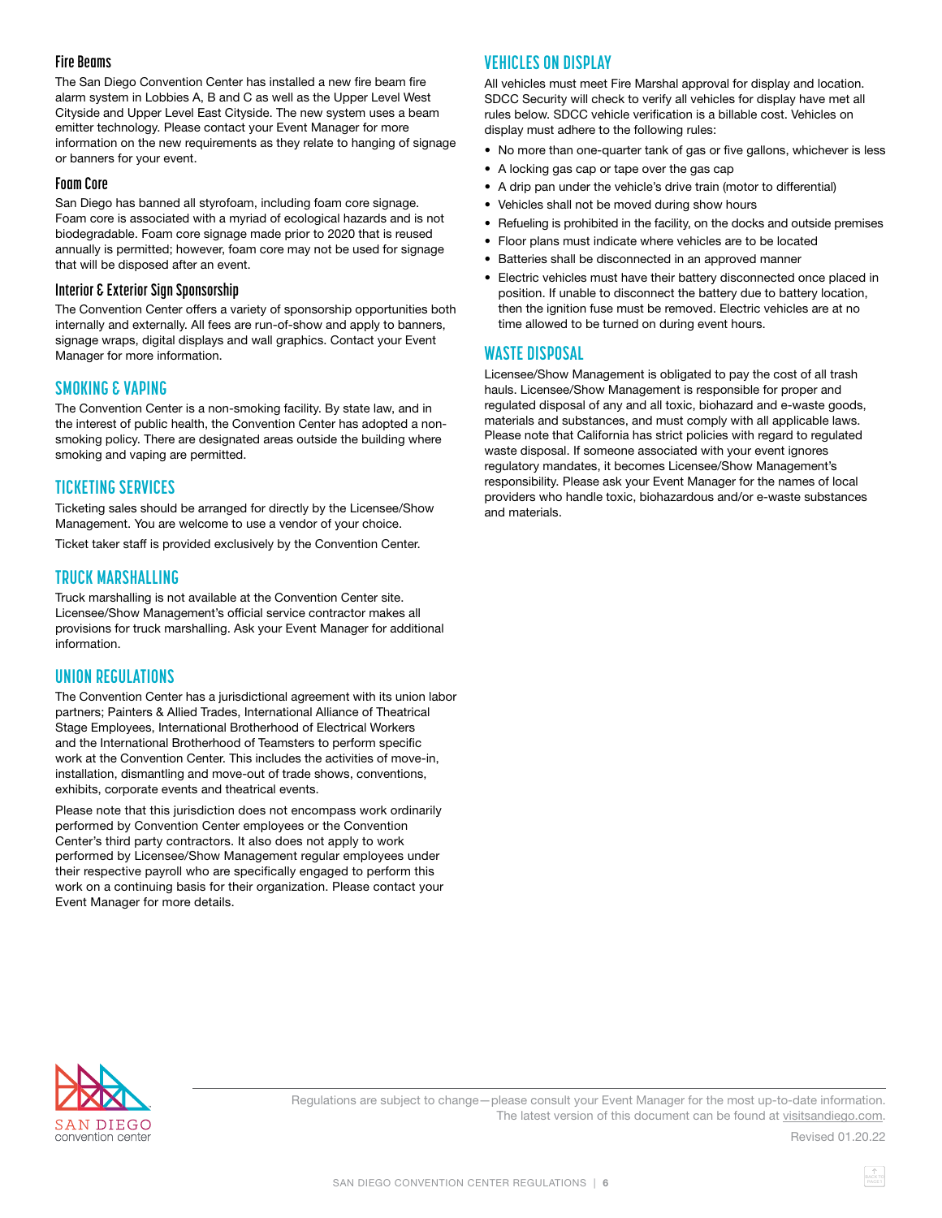### Fire Beams

The San Diego Convention Center has installed a new fire beam fire alarm system in Lobbies A, B and C as well as the Upper Level West Cityside and Upper Level East Cityside. The new system uses a beam emitter technology. Please contact your Event Manager for more information on the new requirements as they relate to hanging of signage or banners for your event.

### Foam Core

San Diego has banned all styrofoam, including foam core signage. Foam core is associated with a myriad of ecological hazards and is not biodegradable. Foam core signage made prior to 2020 that is reused annually is permitted; however, foam core may not be used for signage that will be disposed after an event.

### Interior & Exterior Sign Sponsorship

The Convention Center offers a variety of sponsorship opportunities both internally and externally. All fees are run-of-show and apply to banners, signage wraps, digital displays and wall graphics. Contact your Event Manager for more information.

## SMOKING & VAPING

The Convention Center is a non-smoking facility. By state law, and in the interest of public health, the Convention Center has adopted a non-smoking policy. There are designated areas outside the building where smoking and vaping are permitted.

## TICKETING SERVICES

Ticketing sales should be arranged for directly by the Licensee/Show Management. You are welcome to use a vendor of your choice.

Ticket taker staff is provided exclusively by the Convention Center.

## TRUCK MARSHALLING

Truck marshalling is not available at the Convention Center site. Licensee/Show Management's official service contractor makes all provisions for truck marshalling. Ask your Event Manager for additional information.

## UNION REGULATIONS

The Convention Center has a jurisdictional agreement with its union labor partners; Painters & Allied Trades, International Alliance of Theatrical Stage Employees, International Brotherhood of Electrical Workers and the International Brotherhood of Teamsters to perform specific work at the Convention Center. This includes the activities of move-in, installation, dismantling and move-out of trade shows, conventions, exhibits, corporate events and theatrical events.

Please note that this jurisdiction does not encompass work ordinarily performed by Convention Center employees or the Convention Center's third party contractors. It also does not apply to work performed by Licensee/Show Management regular employees under their respective payroll who are specifically engaged to perform this work on a continuing basis for their organization. Please contact your Event Manager for more details.

## VEHICLES ON DISPLAY

All vehicles must meet Fire Marshal approval for display and location. SDCC Security will check to verify all vehicles for display have met all rules below. SDCC vehicle verification is a billable cost. Vehicles on display must adhere to the following rules:

- No more than one-quarter tank of gas or five gallons, whichever is less
- A locking gas cap or tape over the gas cap
- A drip pan under the vehicle's drive train (motor to differential)
- Vehicles shall not be moved during show hours
- Refueling is prohibited in the facility, on the docks and outside premises
- Floor plans must indicate where vehicles are to be located
- Batteries shall be disconnected in an approved manner
- Electric vehicles must have their battery disconnected once placed in position. If unable to disconnect the battery due to battery location, then the ignition fuse must be removed. Electric vehicles are at no time allowed to be turned on during event hours.

## WASTE DISPOSAL

Licensee/Show Management is obligated to pay the cost of all trash hauls. Licensee/Show Management is responsible for proper and regulated disposal of any and all toxic, biohazard and e-waste goods, materials and substances, and must comply with all applicable laws. Please note that California has strict policies with regard to regulated waste disposal. If someone associated with your event ignores regulatory mandates, it becomes Licensee/Show Management's responsibility. Please ask your Event Manager for the names of local providers who handle toxic, biohazardous and/or e-waste substances and materials.

Regulations are subject to change—please consult your Event Manager for the most up-to-date information. The latest version of this document can be found at visitsandiego.com.

Revised 01.20.22